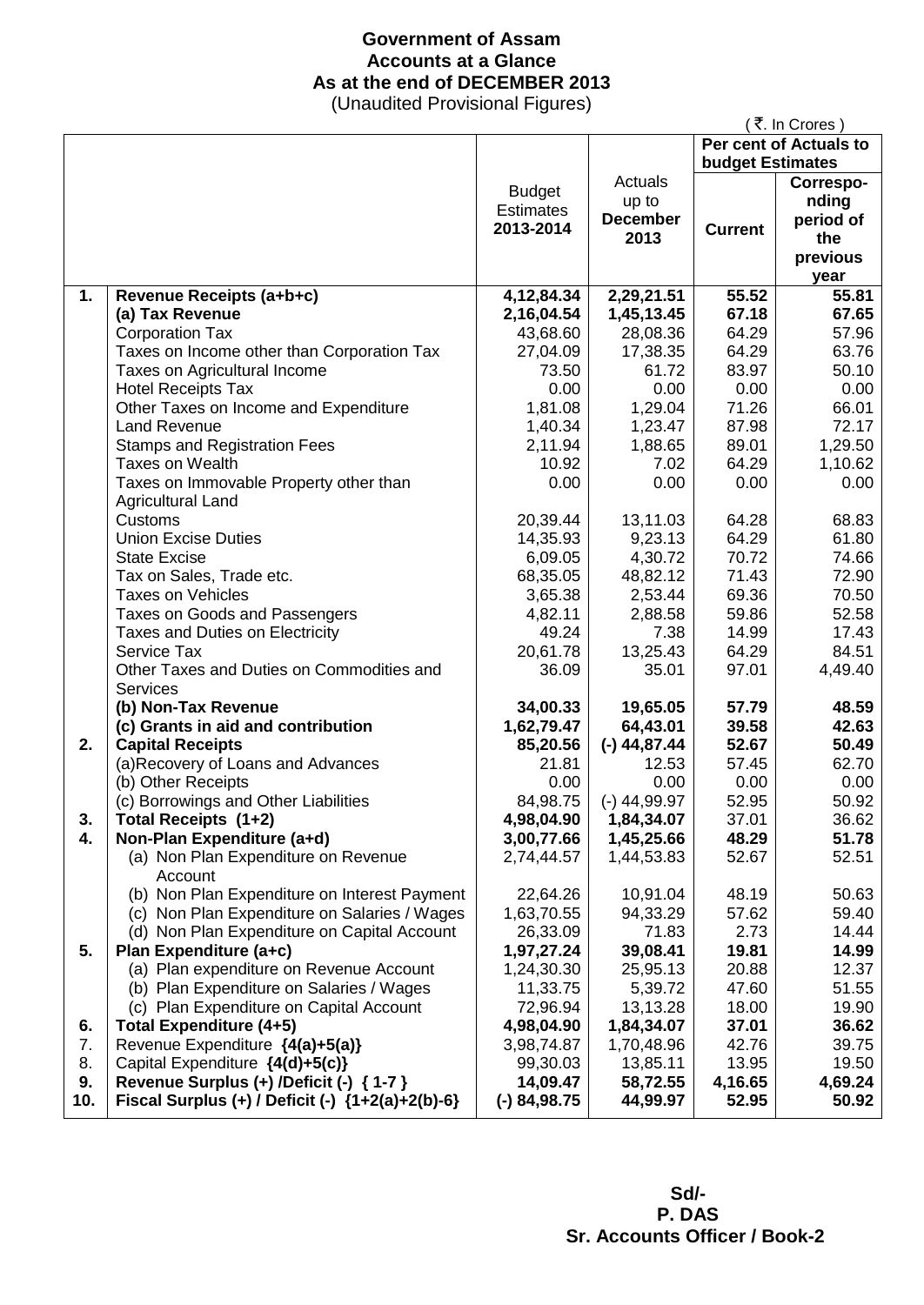# Government of Assam
## Accounts at a Glance
## As at the end of DECEMBER 2013
(Unaudited Provisional Figures)

( ₹. In Crores )

| | | Budget Estimates 2013-2014 | Actuals up to December 2013 | Per cent of Actuals to budget Estimates | |
|---|---|---|---|---|---|
| | | | | **Current** | **Corresponding period of the previous year** |
| **1.** | **Revenue Receipts (a+b+c)** | **4,12,84.34** | **2,29,21.51** | **55.52** | **55.81** |
| | **(a) Tax Revenue** | **2,16,04.54** | **1,45,13.45** | **67.18** | **67.65** |
| | Corporation Tax | 43,68.60 | 28,08.36 | 64.29 | 57.96 |
| | Taxes on Income other than Corporation Tax | 27,04.09 | 17,38.35 | 64.29 | 63.76 |
| | Taxes on Agricultural Income | 73.50 | 61.72 | 83.97 | 50.10 |
| | Hotel Receipts Tax | 0.00 | 0.00 | 0.00 | 0.00 |
| | Other Taxes on Income and Expenditure | 1,81.08 | 1,29.04 | 71.26 | 66.01 |
| | Land Revenue | 1,40.34 | 1,23.47 | 87.98 | 72.17 |
| | Stamps and Registration Fees | 2,11.94 | 1,88.65 | 89.01 | 1,29.50 |
| | Taxes on Wealth | 10.92 | 7.02 | 64.29 | 1,10.62 |
| | Taxes on Immovable Property other than Agricultural Land | 0.00 | 0.00 | 0.00 | 0.00 |
| | Customs | 20,39.44 | 13,11.03 | 64.28 | 68.83 |
| | Union Excise Duties | 14,35.93 | 9,23.13 | 64.29 | 61.80 |
| | State Excise | 6,09.05 | 4,30.72 | 70.72 | 74.66 |
| | Tax on Sales, Trade etc. | 68,35.05 | 48,82.12 | 71.43 | 72.90 |
| | Taxes on Vehicles | 3,65.38 | 2,53.44 | 69.36 | 70.50 |
| | Taxes on Goods and Passengers | 4,82.11 | 2,88.58 | 59.86 | 52.58 |
| | Taxes and Duties on Electricity | 49.24 | 7.38 | 14.99 | 17.43 |
| | Service Tax | 20,61.78 | 13,25.43 | 64.29 | 84.51 |
| | Other Taxes and Duties on Commodities and Services | 36.09 | 35.01 | 97.01 | 4,49.40 |
| | **(b) Non-Tax Revenue** | **34,00.33** | **19,65.05** | **57.79** | **48.59** |
| | **(c) Grants in aid and contribution** | **1,62,79.47** | **64,43.01** | **39.58** | **42.63** |
| **2.** | **Capital Receipts** | **85,20.56** | **(-) 44,87.44** | **52.67** | **50.49** |
| | (a)Recovery of Loans and Advances | 21.81 | 12.53 | 57.45 | 62.70 |
| | (b) Other Receipts | 0.00 | 0.00 | 0.00 | 0.00 |
| | (c) Borrowings and Other Liabilities | 84,98.75 | (-) 44,99.97 | 52.95 | 50.92 |
| **3.** | **Total Receipts (1+2)** | **4,98,04.90** | **1,84,34.07** | 37.01 | 36.62 |
| **4.** | **Non-Plan Expenditure (a+d)** | **3,00,77.66** | **1,45,25.66** | **48.29** | **51.78** |
| | (a) Non Plan Expenditure on Revenue Account | 2,74,44.57 | 1,44,53.83 | 52.67 | 52.51 |
| | (b) Non Plan Expenditure on Interest Payment | 22,64.26 | 10,91.04 | 48.19 | 50.63 |
| | (c) Non Plan Expenditure on Salaries / Wages | 1,63,70.55 | 94,33.29 | 57.62 | 59.40 |
| | (d) Non Plan Expenditure on Capital Account | 26,33.09 | 71.83 | 2.73 | 14.44 |
| **5.** | **Plan Expenditure (a+c)** | **1,97,27.24** | **39,08.41** | **19.81** | **14.99** |
| | (a) Plan expenditure on Revenue Account | 1,24,30.30 | 25,95.13 | 20.88 | 12.37 |
| | (b) Plan Expenditure on Salaries / Wages | 11,33.75 | 5,39.72 | 47.60 | 51.55 |
| | (c) Plan Expenditure on Capital Account | 72,96.94 | 13,13.28 | 18.00 | 19.90 |
| **6.** | **Total Expenditure (4+5)** | **4,98,04.90** | **1,84,34.07** | **37.01** | **36.62** |
| 7. | Revenue Expenditure **{4(a)+5(a)}** | 3,98,74.87 | 1,70,48.96 | 42.76 | 39.75 |
| 8. | Capital Expenditure **{4(d)+5(c)}** | 99,30.03 | 13,85.11 | 13.95 | 19.50 |
| **9.** | **Revenue Surplus (+) /Deficit (-) { 1-7 }** | **14,09.47** | **58,72.55** | **4,16.65** | **4,69.24** |
| **10.** | **Fiscal Surplus (+) / Deficit (-) {1+2(a)+2(b)-6}** | **(-) 84,98.75** | **44,99.97** | **52.95** | **50.92** |

**Sd/-**
**P. DAS**
**Sr. Accounts Officer / Book-2**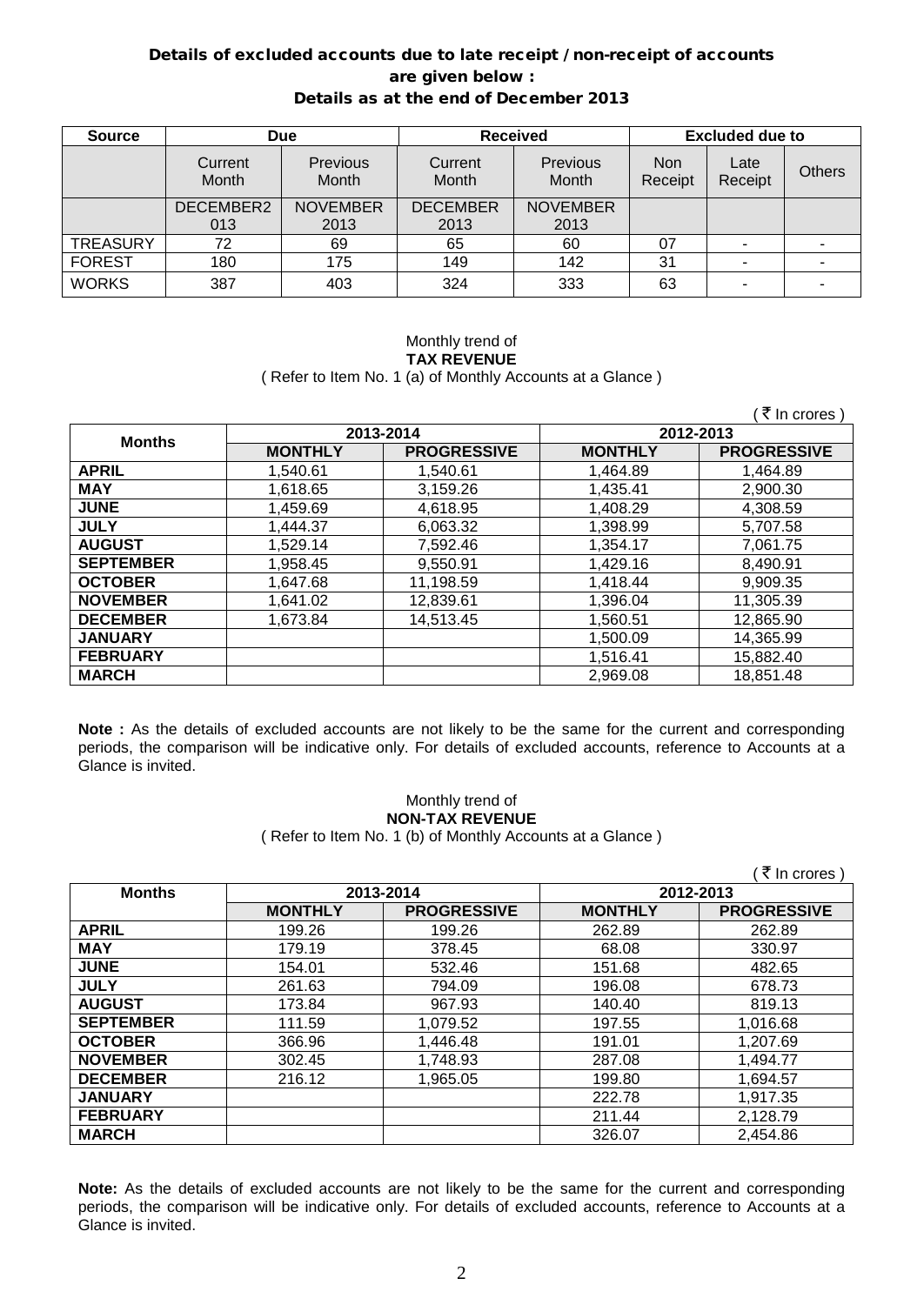### Details of excluded accounts due to late receipt / non-receipt of accounts are given below : Details as at the end of December 2013

| Source | Due | | Received | | Excluded due to | | |
|---|---|---|---|---|---|---|---|
| | Current Month | Previous Month | Current Month | Previous Month | Non Receipt | Late Receipt | Others |
| | DECEMBER2 013 | NOVEMBER 2013 | DECEMBER 2013 | NOVEMBER 2013 | | | |
| TREASURY | 72 | 69 | 65 | 60 | 07 | - | - |
| FOREST | 180 | 175 | 149 | 142 | 31 | - | - |
| WORKS | 387 | 403 | 324 | 333 | 63 | - | - |

Monthly trend of
**TAX REVENUE**
( Refer to Item No. 1 (a) of Monthly Accounts at a Glance )

( ₹ In crores )

| Months | 2013-2014 | | 2012-2013 | |
|---|---|---|---|---|
| | **MONTHLY** | **PROGRESSIVE** | **MONTHLY** | **PROGRESSIVE** |
| **APRIL** | 1,540.61 | 1,540.61 | 1,464.89 | 1,464.89 |
| **MAY** | 1,618.65 | 3,159.26 | 1,435.41 | 2,900.30 |
| **JUNE** | 1,459.69 | 4,618.95 | 1,408.29 | 4,308.59 |
| **JULY** | 1,444.37 | 6,063.32 | 1,398.99 | 5,707.58 |
| **AUGUST** | 1,529.14 | 7,592.46 | 1,354.17 | 7,061.75 |
| **SEPTEMBER** | 1,958.45 | 9,550.91 | 1,429.16 | 8,490.91 |
| **OCTOBER** | 1,647.68 | 11,198.59 | 1,418.44 | 9,909.35 |
| **NOVEMBER** | 1,641.02 | 12,839.61 | 1,396.04 | 11,305.39 |
| **DECEMBER** | 1,673.84 | 14,513.45 | 1,560.51 | 12,865.90 |
| **JANUARY** | | | 1,500.09 | 14,365.99 |
| **FEBRUARY** | | | 1,516.41 | 15,882.40 |
| **MARCH** | | | 2,969.08 | 18,851.48 |

**Note :** As the details of excluded accounts are not likely to be the same for the current and corresponding periods, the comparison will be indicative only. For details of excluded accounts, reference to Accounts at a Glance is invited.

Monthly trend of
**NON-TAX REVENUE**
( Refer to Item No. 1 (b) of Monthly Accounts at a Glance )

( ₹ In crores )

| Months | 2013-2014 | | 2012-2013 | |
|---|---|---|---|---|
| | **MONTHLY** | **PROGRESSIVE** | **MONTHLY** | **PROGRESSIVE** |
| **APRIL** | 199.26 | 199.26 | 262.89 | 262.89 |
| **MAY** | 179.19 | 378.45 | 68.08 | 330.97 |
| **JUNE** | 154.01 | 532.46 | 151.68 | 482.65 |
| **JULY** | 261.63 | 794.09 | 196.08 | 678.73 |
| **AUGUST** | 173.84 | 967.93 | 140.40 | 819.13 |
| **SEPTEMBER** | 111.59 | 1,079.52 | 197.55 | 1,016.68 |
| **OCTOBER** | 366.96 | 1,446.48 | 191.01 | 1,207.69 |
| **NOVEMBER** | 302.45 | 1,748.93 | 287.08 | 1,494.77 |
| **DECEMBER** | 216.12 | 1,965.05 | 199.80 | 1,694.57 |
| **JANUARY** | | | 222.78 | 1,917.35 |
| **FEBRUARY** | | | 211.44 | 2,128.79 |
| **MARCH** | | | 326.07 | 2,454.86 |

**Note:** As the details of excluded accounts are not likely to be the same for the current and corresponding periods, the comparison will be indicative only. For details of excluded accounts, reference to Accounts at a Glance is invited.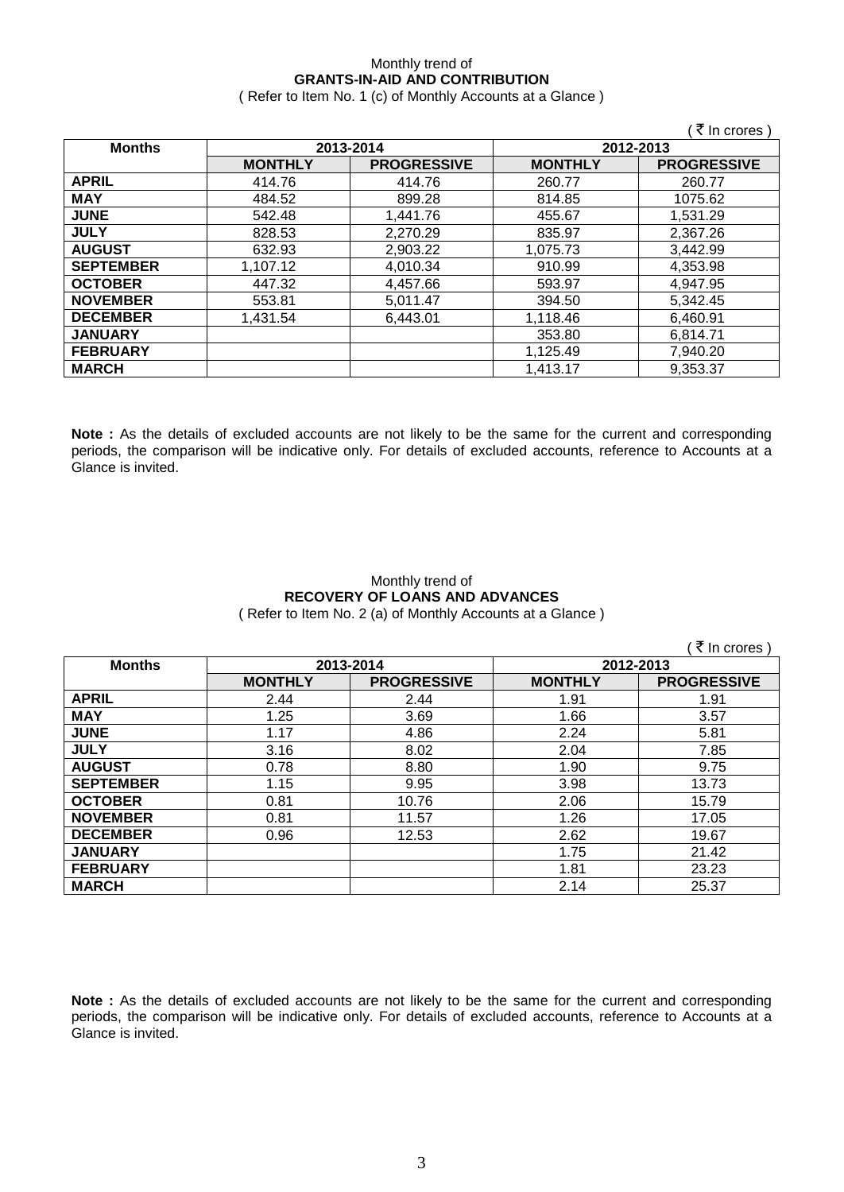Monthly trend of

**GRANTS-IN-AID AND CONTRIBUTION**

( Refer to Item No. 1 (c) of Monthly Accounts at a Glance )

( ₹ In crores )

| Months | 2013-2014 | | 2012-2013 | |
|---|---|---|---|---|
| | **MONTHLY** | **PROGRESSIVE** | **MONTHLY** | **PROGRESSIVE** |
| **APRIL** | 414.76 | 414.76 | 260.77 | 260.77 |
| **MAY** | 484.52 | 899.28 | 814.85 | 1075.62 |
| **JUNE** | 542.48 | 1,441.76 | 455.67 | 1,531.29 |
| **JULY** | 828.53 | 2,270.29 | 835.97 | 2,367.26 |
| **AUGUST** | 632.93 | 2,903.22 | 1,075.73 | 3,442.99 |
| **SEPTEMBER** | 1,107.12 | 4,010.34 | 910.99 | 4,353.98 |
| **OCTOBER** | 447.32 | 4,457.66 | 593.97 | 4,947.95 |
| **NOVEMBER** | 553.81 | 5,011.47 | 394.50 | 5,342.45 |
| **DECEMBER** | 1,431.54 | 6,443.01 | 1,118.46 | 6,460.91 |
| **JANUARY** | | | 353.80 | 6,814.71 |
| **FEBRUARY** | | | 1,125.49 | 7,940.20 |
| **MARCH** | | | 1,413.17 | 9,353.37 |

**Note :** As the details of excluded accounts are not likely to be the same for the current and corresponding periods, the comparison will be indicative only. For details of excluded accounts, reference to Accounts at a Glance is invited.

Monthly trend of

**RECOVERY OF LOANS AND ADVANCES**

( Refer to Item No. 2 (a) of Monthly Accounts at a Glance )

( ₹ In crores )

| Months | 2013-2014 | | 2012-2013 | |
|---|---|---|---|---|
| | **MONTHLY** | **PROGRESSIVE** | **MONTHLY** | **PROGRESSIVE** |
| **APRIL** | 2.44 | 2.44 | 1.91 | 1.91 |
| **MAY** | 1.25 | 3.69 | 1.66 | 3.57 |
| **JUNE** | 1.17 | 4.86 | 2.24 | 5.81 |
| **JULY** | 3.16 | 8.02 | 2.04 | 7.85 |
| **AUGUST** | 0.78 | 8.80 | 1.90 | 9.75 |
| **SEPTEMBER** | 1.15 | 9.95 | 3.98 | 13.73 |
| **OCTOBER** | 0.81 | 10.76 | 2.06 | 15.79 |
| **NOVEMBER** | 0.81 | 11.57 | 1.26 | 17.05 |
| **DECEMBER** | 0.96 | 12.53 | 2.62 | 19.67 |
| **JANUARY** | | | 1.75 | 21.42 |
| **FEBRUARY** | | | 1.81 | 23.23 |
| **MARCH** | | | 2.14 | 25.37 |

**Note :** As the details of excluded accounts are not likely to be the same for the current and corresponding periods, the comparison will be indicative only. For details of excluded accounts, reference to Accounts at a Glance is invited.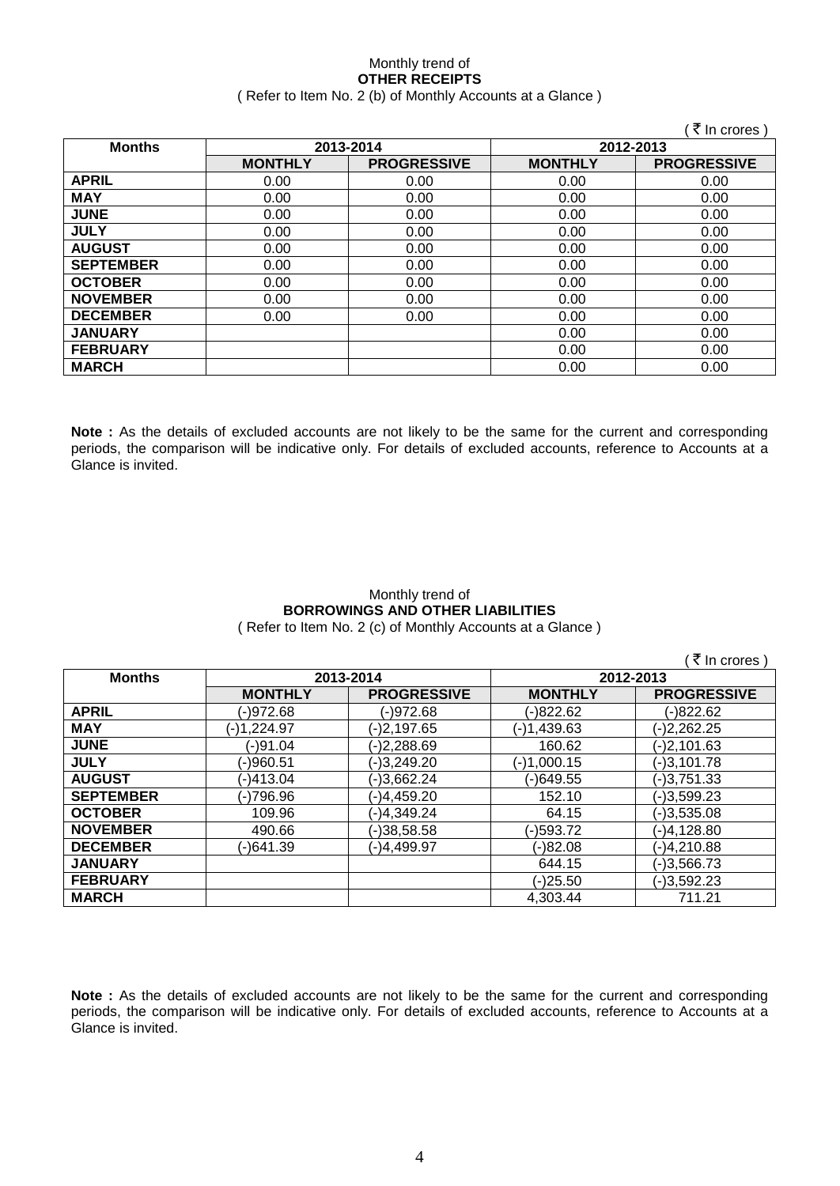Monthly trend of
**OTHER RECEIPTS**
( Refer to Item No. 2 (b) of Monthly Accounts at a Glance )

( ₹ In crores )

| Months | 2013-2014 | | 2012-2013 | |
|---|---|---|---|---|
| | MONTHLY | PROGRESSIVE | MONTHLY | PROGRESSIVE |
| APRIL | 0.00 | 0.00 | 0.00 | 0.00 |
| MAY | 0.00 | 0.00 | 0.00 | 0.00 |
| JUNE | 0.00 | 0.00 | 0.00 | 0.00 |
| JULY | 0.00 | 0.00 | 0.00 | 0.00 |
| AUGUST | 0.00 | 0.00 | 0.00 | 0.00 |
| SEPTEMBER | 0.00 | 0.00 | 0.00 | 0.00 |
| OCTOBER | 0.00 | 0.00 | 0.00 | 0.00 |
| NOVEMBER | 0.00 | 0.00 | 0.00 | 0.00 |
| DECEMBER | 0.00 | 0.00 | 0.00 | 0.00 |
| JANUARY | | | 0.00 | 0.00 |
| FEBRUARY | | | 0.00 | 0.00 |
| MARCH | | | 0.00 | 0.00 |

**Note :** As the details of excluded accounts are not likely to be the same for the current and corresponding periods, the comparison will be indicative only. For details of excluded accounts, reference to Accounts at a Glance is invited.

Monthly trend of
**BORROWINGS AND OTHER LIABILITIES**
( Refer to Item No. 2 (c) of Monthly Accounts at a Glance )

( ₹ In crores )

| Months | 2013-2014 | | 2012-2013 | |
|---|---|---|---|---|
| | MONTHLY | PROGRESSIVE | MONTHLY | PROGRESSIVE |
| APRIL | (-)972.68 | (-)972.68 | (-)822.62 | (-)822.62 |
| MAY | (-)1,224.97 | (-)2,197.65 | (-)1,439.63 | (-)2,262.25 |
| JUNE | (-)91.04 | (-)2,288.69 | 160.62 | (-)2,101.63 |
| JULY | (-)960.51 | (-)3,249.20 | (-)1,000.15 | (-)3,101.78 |
| AUGUST | (-)413.04 | (-)3,662.24 | (-)649.55 | (-)3,751.33 |
| SEPTEMBER | (-)796.96 | (-)4,459.20 | 152.10 | (-)3,599.23 |
| OCTOBER | 109.96 | (-)4,349.24 | 64.15 | (-)3,535.08 |
| NOVEMBER | 490.66 | (-)38,58.58 | (-)593.72 | (-)4,128.80 |
| DECEMBER | (-)641.39 | (-)4,499.97 | (-)82.08 | (-)4,210.88 |
| JANUARY | | | 644.15 | (-)3,566.73 |
| FEBRUARY | | | (-)25.50 | (-)3,592.23 |
| MARCH | | | 4,303.44 | 711.21 |

**Note :** As the details of excluded accounts are not likely to be the same for the current and corresponding periods, the comparison will be indicative only. For details of excluded accounts, reference to Accounts at a Glance is invited.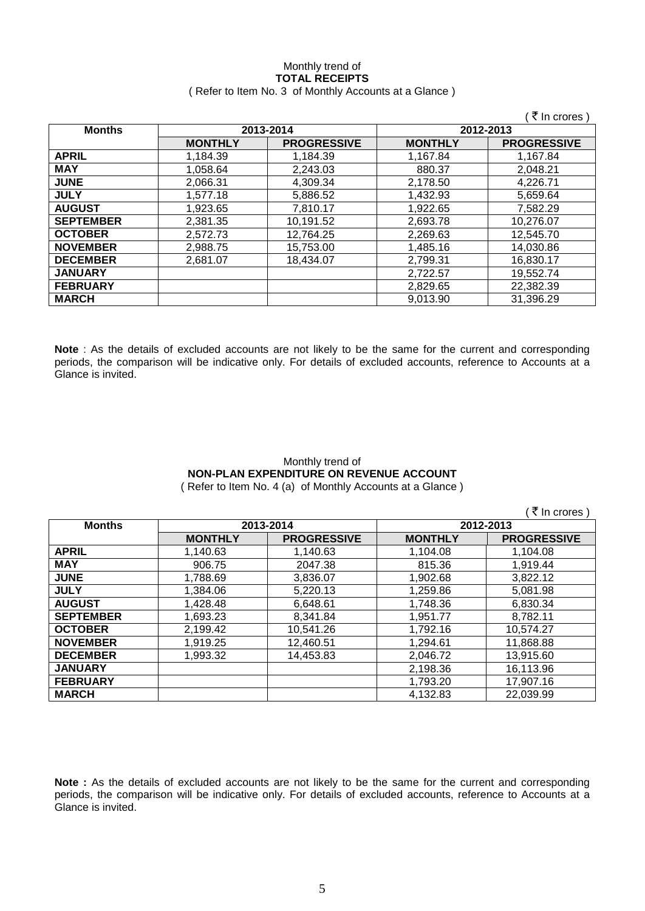Monthly trend of

**TOTAL RECEIPTS**

( Refer to Item No. 3 of Monthly Accounts at a Glance )

( ₹ In crores )

| Months | 2013-2014 | | 2012-2013 | |
|---|---|---|---|---|
| | **MONTHLY** | **PROGRESSIVE** | **MONTHLY** | **PROGRESSIVE** |
| **APRIL** | 1,184.39 | 1,184.39 | 1,167.84 | 1,167.84 |
| **MAY** | 1,058.64 | 2,243.03 | 880.37 | 2,048.21 |
| **JUNE** | 2,066.31 | 4,309.34 | 2,178.50 | 4,226.71 |
| **JULY** | 1,577.18 | 5,886.52 | 1,432.93 | 5,659.64 |
| **AUGUST** | 1,923.65 | 7,810.17 | 1,922.65 | 7,582.29 |
| **SEPTEMBER** | 2,381.35 | 10,191.52 | 2,693.78 | 10,276.07 |
| **OCTOBER** | 2,572.73 | 12,764.25 | 2,269.63 | 12,545.70 |
| **NOVEMBER** | 2,988.75 | 15,753.00 | 1,485.16 | 14,030.86 |
| **DECEMBER** | 2,681.07 | 18,434.07 | 2,799.31 | 16,830.17 |
| **JANUARY** | | | 2,722.57 | 19,552.74 |
| **FEBRUARY** | | | 2,829.65 | 22,382.39 |
| **MARCH** | | | 9,013.90 | 31,396.29 |

**Note** : As the details of excluded accounts are not likely to be the same for the current and corresponding periods, the comparison will be indicative only. For details of excluded accounts, reference to Accounts at a Glance is invited.

Monthly trend of

**NON-PLAN EXPENDITURE ON REVENUE ACCOUNT**

( Refer to Item No. 4 (a) of Monthly Accounts at a Glance )

( ₹ In crores )

| Months | 2013-2014 | | 2012-2013 | |
|---|---|---|---|---|
| | **MONTHLY** | **PROGRESSIVE** | **MONTHLY** | **PROGRESSIVE** |
| **APRIL** | 1,140.63 | 1,140.63 | 1,104.08 | 1,104.08 |
| **MAY** | 906.75 | 2047.38 | 815.36 | 1,919.44 |
| **JUNE** | 1,788.69 | 3,836.07 | 1,902.68 | 3,822.12 |
| **JULY** | 1,384.06 | 5,220.13 | 1,259.86 | 5,081.98 |
| **AUGUST** | 1,428.48 | 6,648.61 | 1,748.36 | 6,830.34 |
| **SEPTEMBER** | 1,693.23 | 8,341.84 | 1,951.77 | 8,782.11 |
| **OCTOBER** | 2,199.42 | 10,541.26 | 1,792.16 | 10,574.27 |
| **NOVEMBER** | 1,919.25 | 12,460.51 | 1,294.61 | 11,868.88 |
| **DECEMBER** | 1,993.32 | 14,453.83 | 2,046.72 | 13,915.60 |
| **JANUARY** | | | 2,198.36 | 16,113.96 |
| **FEBRUARY** | | | 1,793.20 | 17,907.16 |
| **MARCH** | | | 4,132.83 | 22,039.99 |

**Note :** As the details of excluded accounts are not likely to be the same for the current and corresponding periods, the comparison will be indicative only. For details of excluded accounts, reference to Accounts at a Glance is invited.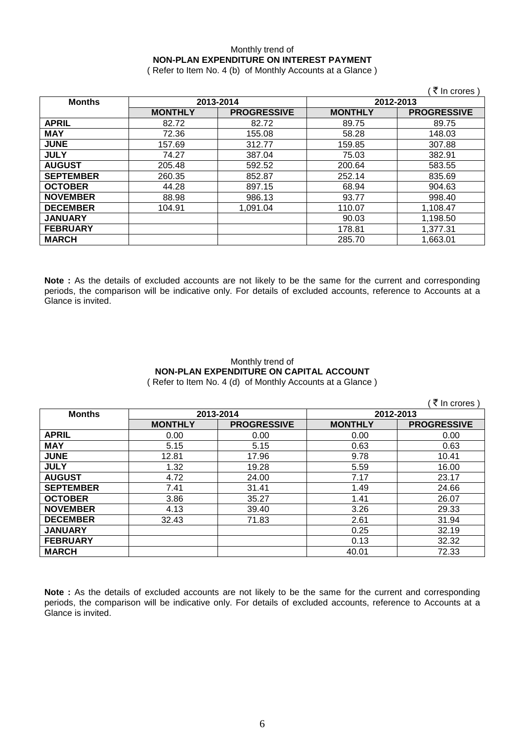Monthly trend of
**NON-PLAN EXPENDITURE ON INTEREST PAYMENT**
( Refer to Item No. 4 (b) of Monthly Accounts at a Glance )

( ₹ In crores )

| Months | 2013-2014 | | 2012-2013 | |
|---|---|---|---|---|
| | **MONTHLY** | **PROGRESSIVE** | **MONTHLY** | **PROGRESSIVE** |
| **APRIL** | 82.72 | 82.72 | 89.75 | 89.75 |
| **MAY** | 72.36 | 155.08 | 58.28 | 148.03 |
| **JUNE** | 157.69 | 312.77 | 159.85 | 307.88 |
| **JULY** | 74.27 | 387.04 | 75.03 | 382.91 |
| **AUGUST** | 205.48 | 592.52 | 200.64 | 583.55 |
| **SEPTEMBER** | 260.35 | 852.87 | 252.14 | 835.69 |
| **OCTOBER** | 44.28 | 897.15 | 68.94 | 904.63 |
| **NOVEMBER** | 88.98 | 986.13 | 93.77 | 998.40 |
| **DECEMBER** | 104.91 | 1,091.04 | 110.07 | 1,108.47 |
| **JANUARY** | | | 90.03 | 1,198.50 |
| **FEBRUARY** | | | 178.81 | 1,377.31 |
| **MARCH** | | | 285.70 | 1,663.01 |

**Note :** As the details of excluded accounts are not likely to be the same for the current and corresponding periods, the comparison will be indicative only. For details of excluded accounts, reference to Accounts at a Glance is invited.

Monthly trend of
**NON-PLAN EXPENDITURE ON CAPITAL ACCOUNT**
( Refer to Item No. 4 (d) of Monthly Accounts at a Glance )

( ₹ In crores )

| Months | 2013-2014 | | 2012-2013 | |
|---|---|---|---|---|
| | **MONTHLY** | **PROGRESSIVE** | **MONTHLY** | **PROGRESSIVE** |
| **APRIL** | 0.00 | 0.00 | 0.00 | 0.00 |
| **MAY** | 5.15 | 5.15 | 0.63 | 0.63 |
| **JUNE** | 12.81 | 17.96 | 9.78 | 10.41 |
| **JULY** | 1.32 | 19.28 | 5.59 | 16.00 |
| **AUGUST** | 4.72 | 24.00 | 7.17 | 23.17 |
| **SEPTEMBER** | 7.41 | 31.41 | 1.49 | 24.66 |
| **OCTOBER** | 3.86 | 35.27 | 1.41 | 26.07 |
| **NOVEMBER** | 4.13 | 39.40 | 3.26 | 29.33 |
| **DECEMBER** | 32.43 | 71.83 | 2.61 | 31.94 |
| **JANUARY** | | | 0.25 | 32.19 |
| **FEBRUARY** | | | 0.13 | 32.32 |
| **MARCH** | | | 40.01 | 72.33 |

**Note :** As the details of excluded accounts are not likely to be the same for the current and corresponding periods, the comparison will be indicative only. For details of excluded accounts, reference to Accounts at a Glance is invited.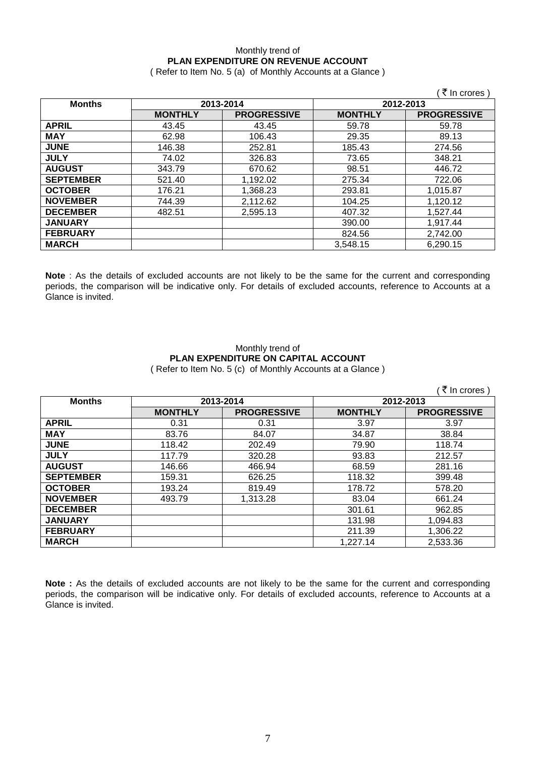Monthly trend of

**PLAN EXPENDITURE ON REVENUE ACCOUNT**

( Refer to Item No. 5 (a) of Monthly Accounts at a Glance )

( ₹ In crores )

| Months | 2013-2014 | | 2012-2013 | |
|---|---|---|---|---|
| | **MONTHLY** | **PROGRESSIVE** | **MONTHLY** | **PROGRESSIVE** |
| **APRIL** | 43.45 | 43.45 | 59.78 | 59.78 |
| **MAY** | 62.98 | 106.43 | 29.35 | 89.13 |
| **JUNE** | 146.38 | 252.81 | 185.43 | 274.56 |
| **JULY** | 74.02 | 326.83 | 73.65 | 348.21 |
| **AUGUST** | 343.79 | 670.62 | 98.51 | 446.72 |
| **SEPTEMBER** | 521.40 | 1,192.02 | 275.34 | 722.06 |
| **OCTOBER** | 176.21 | 1,368.23 | 293.81 | 1,015.87 |
| **NOVEMBER** | 744.39 | 2,112.62 | 104.25 | 1,120.12 |
| **DECEMBER** | 482.51 | 2,595.13 | 407.32 | 1,527.44 |
| **JANUARY** | | | 390.00 | 1,917.44 |
| **FEBRUARY** | | | 824.56 | 2,742.00 |
| **MARCH** | | | 3,548.15 | 6,290.15 |

**Note** : As the details of excluded accounts are not likely to be the same for the current and corresponding periods, the comparison will be indicative only. For details of excluded accounts, reference to Accounts at a Glance is invited.

Monthly trend of

**PLAN EXPENDITURE ON CAPITAL ACCOUNT**

( Refer to Item No. 5 (c) of Monthly Accounts at a Glance )

( ₹ In crores )

| Months | 2013-2014 | | 2012-2013 | |
|---|---|---|---|---|
| | **MONTHLY** | **PROGRESSIVE** | **MONTHLY** | **PROGRESSIVE** |
| **APRIL** | 0.31 | 0.31 | 3.97 | 3.97 |
| **MAY** | 83.76 | 84.07 | 34.87 | 38.84 |
| **JUNE** | 118.42 | 202.49 | 79.90 | 118.74 |
| **JULY** | 117.79 | 320.28 | 93.83 | 212.57 |
| **AUGUST** | 146.66 | 466.94 | 68.59 | 281.16 |
| **SEPTEMBER** | 159.31 | 626.25 | 118.32 | 399.48 |
| **OCTOBER** | 193.24 | 819.49 | 178.72 | 578.20 |
| **NOVEMBER** | 493.79 | 1,313.28 | 83.04 | 661.24 |
| **DECEMBER** | | | 301.61 | 962.85 |
| **JANUARY** | | | 131.98 | 1,094.83 |
| **FEBRUARY** | | | 211.39 | 1,306.22 |
| **MARCH** | | | 1,227.14 | 2,533.36 |

**Note :** As the details of excluded accounts are not likely to be the same for the current and corresponding periods, the comparison will be indicative only. For details of excluded accounts, reference to Accounts at a Glance is invited.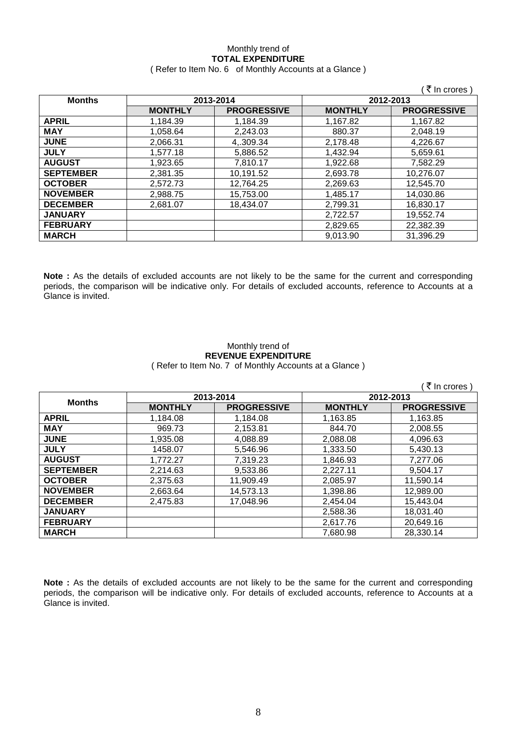Monthly trend of
**TOTAL EXPENDITURE**
( Refer to Item No. 6 of Monthly Accounts at a Glance )

( ₹ In crores )

| Months | 2013-2014 | | 2012-2013 | |
|---|---|---|---|---|
| | **MONTHLY** | **PROGRESSIVE** | **MONTHLY** | **PROGRESSIVE** |
| **APRIL** | 1,184.39 | 1,184.39 | 1,167.82 | 1,167.82 |
| **MAY** | 1,058.64 | 2,243.03 | 880.37 | 2,048.19 |
| **JUNE** | 2,066.31 | 4,.309.34 | 2,178.48 | 4,226.67 |
| **JULY** | 1,577.18 | 5,886.52 | 1,432.94 | 5,659.61 |
| **AUGUST** | 1,923.65 | 7,810.17 | 1,922.68 | 7,582.29 |
| **SEPTEMBER** | 2,381.35 | 10,191.52 | 2,693.78 | 10,276.07 |
| **OCTOBER** | 2,572.73 | 12,764.25 | 2,269.63 | 12,545.70 |
| **NOVEMBER** | 2,988.75 | 15,753.00 | 1,485.17 | 14,030.86 |
| **DECEMBER** | 2,681.07 | 18,434.07 | 2,799.31 | 16,830.17 |
| **JANUARY** | | | 2,722.57 | 19,552.74 |
| **FEBRUARY** | | | 2,829.65 | 22,382.39 |
| **MARCH** | | | 9,013.90 | 31,396.29 |

**Note :** As the details of excluded accounts are not likely to be the same for the current and corresponding periods, the comparison will be indicative only. For details of excluded accounts, reference to Accounts at a Glance is invited.

Monthly trend of
**REVENUE EXPENDITURE**
( Refer to Item No. 7 of Monthly Accounts at a Glance )

( ₹ In crores )

| Months | 2013-2014 | | 2012-2013 | |
|---|---|---|---|---|
| | **MONTHLY** | **PROGRESSIVE** | **MONTHLY** | **PROGRESSIVE** |
| **APRIL** | 1,184.08 | 1,184.08 | 1,163.85 | 1,163.85 |
| **MAY** | 969.73 | 2,153.81 | 844.70 | 2,008.55 |
| **JUNE** | 1,935.08 | 4,088.89 | 2,088.08 | 4,096.63 |
| **JULY** | 1458.07 | 5,546.96 | 1,333.50 | 5,430.13 |
| **AUGUST** | 1,772.27 | 7,319.23 | 1,846.93 | 7,277.06 |
| **SEPTEMBER** | 2,214.63 | 9,533.86 | 2,227.11 | 9,504.17 |
| **OCTOBER** | 2,375.63 | 11,909.49 | 2,085.97 | 11,590.14 |
| **NOVEMBER** | 2,663.64 | 14,573.13 | 1,398.86 | 12,989.00 |
| **DECEMBER** | 2,475.83 | 17,048.96 | 2,454.04 | 15,443.04 |
| **JANUARY** | | | 2,588.36 | 18,031.40 |
| **FEBRUARY** | | | 2,617.76 | 20,649.16 |
| **MARCH** | | | 7,680.98 | 28,330.14 |

**Note :** As the details of excluded accounts are not likely to be the same for the current and corresponding periods, the comparison will be indicative only. For details of excluded accounts, reference to Accounts at a Glance is invited.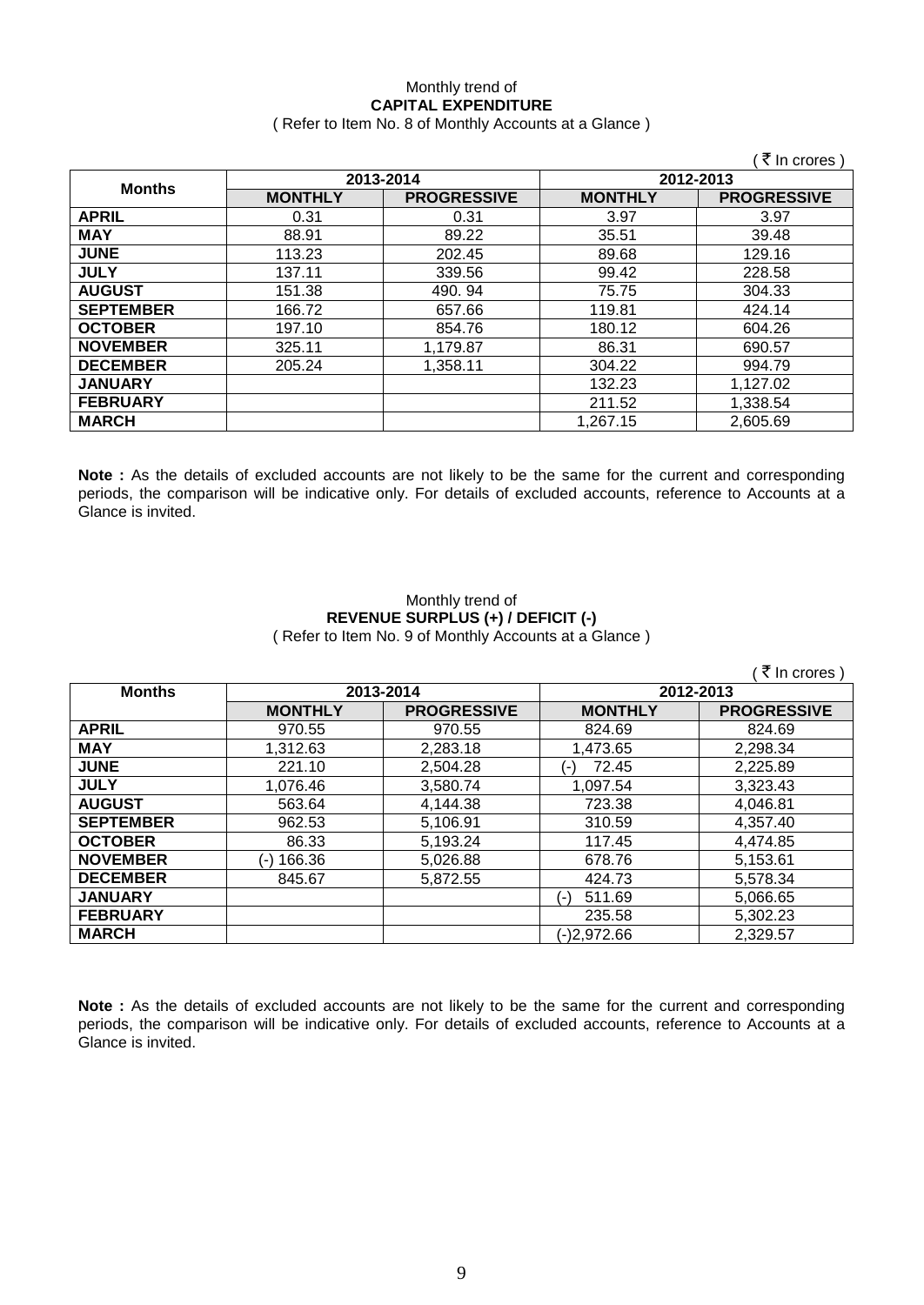Monthly trend of

**CAPITAL EXPENDITURE**

( Refer to Item No. 8 of Monthly Accounts at a Glance )

( ₹ In crores )

| Months | 2013-2014 | | 2012-2013 | |
|---|---|---|---|---|
| | **MONTHLY** | **PROGRESSIVE** | **MONTHLY** | **PROGRESSIVE** |
| **APRIL** | 0.31 | 0.31 | 3.97 | 3.97 |
| **MAY** | 88.91 | 89.22 | 35.51 | 39.48 |
| **JUNE** | 113.23 | 202.45 | 89.68 | 129.16 |
| **JULY** | 137.11 | 339.56 | 99.42 | 228.58 |
| **AUGUST** | 151.38 | 490. 94 | 75.75 | 304.33 |
| **SEPTEMBER** | 166.72 | 657.66 | 119.81 | 424.14 |
| **OCTOBER** | 197.10 | 854.76 | 180.12 | 604.26 |
| **NOVEMBER** | 325.11 | 1,179.87 | 86.31 | 690.57 |
| **DECEMBER** | 205.24 | 1,358.11 | 304.22 | 994.79 |
| **JANUARY** | | | 132.23 | 1,127.02 |
| **FEBRUARY** | | | 211.52 | 1,338.54 |
| **MARCH** | | | 1,267.15 | 2,605.69 |

**Note :** As the details of excluded accounts are not likely to be the same for the current and corresponding periods, the comparison will be indicative only. For details of excluded accounts, reference to Accounts at a Glance is invited.

Monthly trend of

**REVENUE SURPLUS (+) / DEFICIT (-)**

( Refer to Item No. 9 of Monthly Accounts at a Glance )

( ₹ In crores )

| Months | 2013-2014 | | 2012-2013 | |
|---|---|---|---|---|
| | **MONTHLY** | **PROGRESSIVE** | **MONTHLY** | **PROGRESSIVE** |
| **APRIL** | 970.55 | 970.55 | 824.69 | 824.69 |
| **MAY** | 1,312.63 | 2,283.18 | 1,473.65 | 2,298.34 |
| **JUNE** | 221.10 | 2,504.28 | (-) 72.45 | 2,225.89 |
| **JULY** | 1,076.46 | 3,580.74 | 1,097.54 | 3,323.43 |
| **AUGUST** | 563.64 | 4,144.38 | 723.38 | 4,046.81 |
| **SEPTEMBER** | 962.53 | 5,106.91 | 310.59 | 4,357.40 |
| **OCTOBER** | 86.33 | 5,193.24 | 117.45 | 4,474.85 |
| **NOVEMBER** | (-) 166.36 | 5,026.88 | 678.76 | 5,153.61 |
| **DECEMBER** | 845.67 | 5,872.55 | 424.73 | 5,578.34 |
| **JANUARY** | | | (-) 511.69 | 5,066.65 |
| **FEBRUARY** | | | 235.58 | 5,302.23 |
| **MARCH** | | | (-)2,972.66 | 2,329.57 |

**Note :** As the details of excluded accounts are not likely to be the same for the current and corresponding periods, the comparison will be indicative only. For details of excluded accounts, reference to Accounts at a Glance is invited.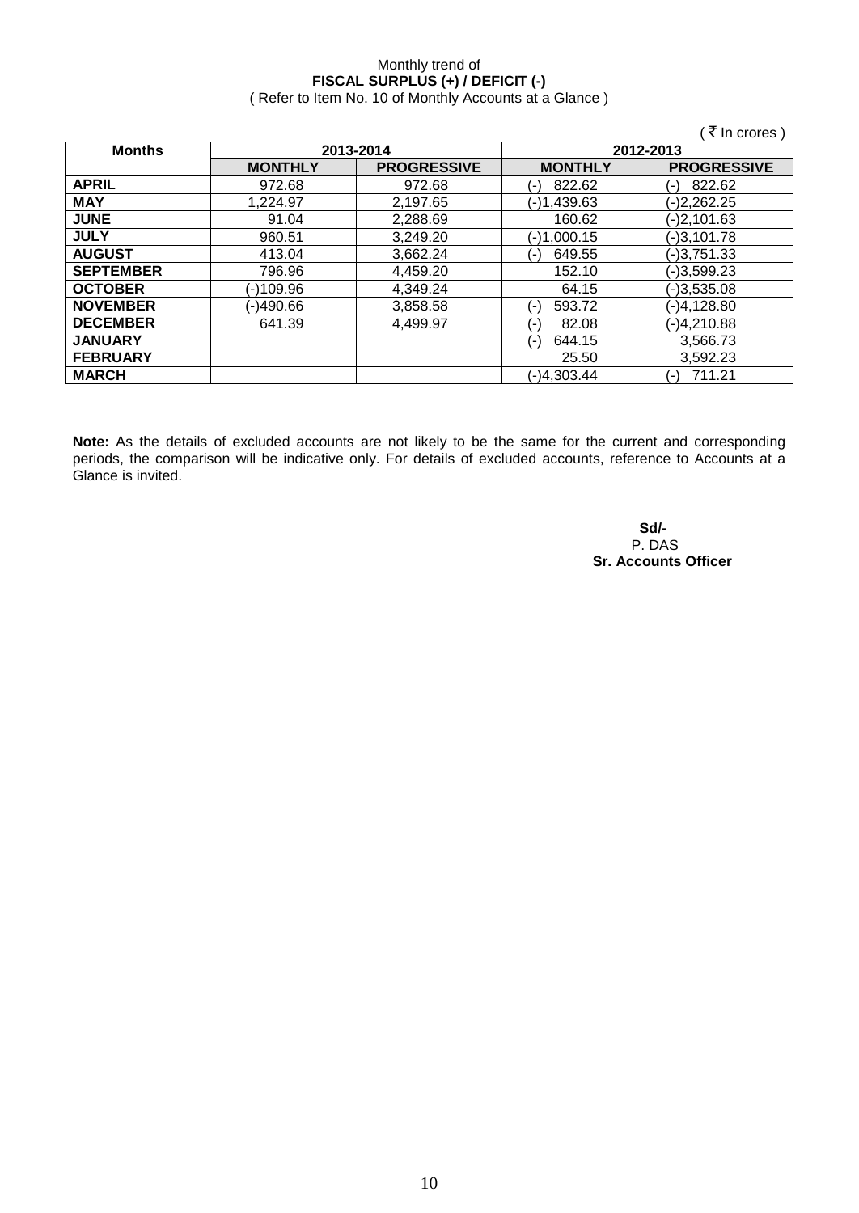Monthly trend of
**FISCAL SURPLUS (+) / DEFICIT (-)**
( Refer to Item No. 10 of Monthly Accounts at a Glance )

( ₹ In crores )

| Months | 2013-2014 | | 2012-2013 | |
|---|---|---|---|---|
| | **MONTHLY** | **PROGRESSIVE** | **MONTHLY** | **PROGRESSIVE** |
| **APRIL** | 972.68 | 972.68 | (-) 822.62 | (-) 822.62 |
| **MAY** | 1,224.97 | 2,197.65 | (-)1,439.63 | (-)2,262.25 |
| **JUNE** | 91.04 | 2,288.69 | 160.62 | (-)2,101.63 |
| **JULY** | 960.51 | 3,249.20 | (-)1,000.15 | (-)3,101.78 |
| **AUGUST** | 413.04 | 3,662.24 | (-) 649.55 | (-)3,751.33 |
| **SEPTEMBER** | 796.96 | 4,459.20 | 152.10 | (-)3,599.23 |
| **OCTOBER** | (-)109.96 | 4,349.24 | 64.15 | (-)3,535.08 |
| **NOVEMBER** | (-)490.66 | 3,858.58 | (-) 593.72 | (-)4,128.80 |
| **DECEMBER** | 641.39 | 4,499.97 | (-) 82.08 | (-)4,210.88 |
| **JANUARY** | | | (-) 644.15 | 3,566.73 |
| **FEBRUARY** | | | 25.50 | 3,592.23 |
| **MARCH** | | | (-)4,303.44 | (-) 711.21 |

**Note:** As the details of excluded accounts are not likely to be the same for the current and corresponding periods, the comparison will be indicative only. For details of excluded accounts, reference to Accounts at a Glance is invited.

**Sd/-**
P. DAS
**Sr. Accounts Officer**